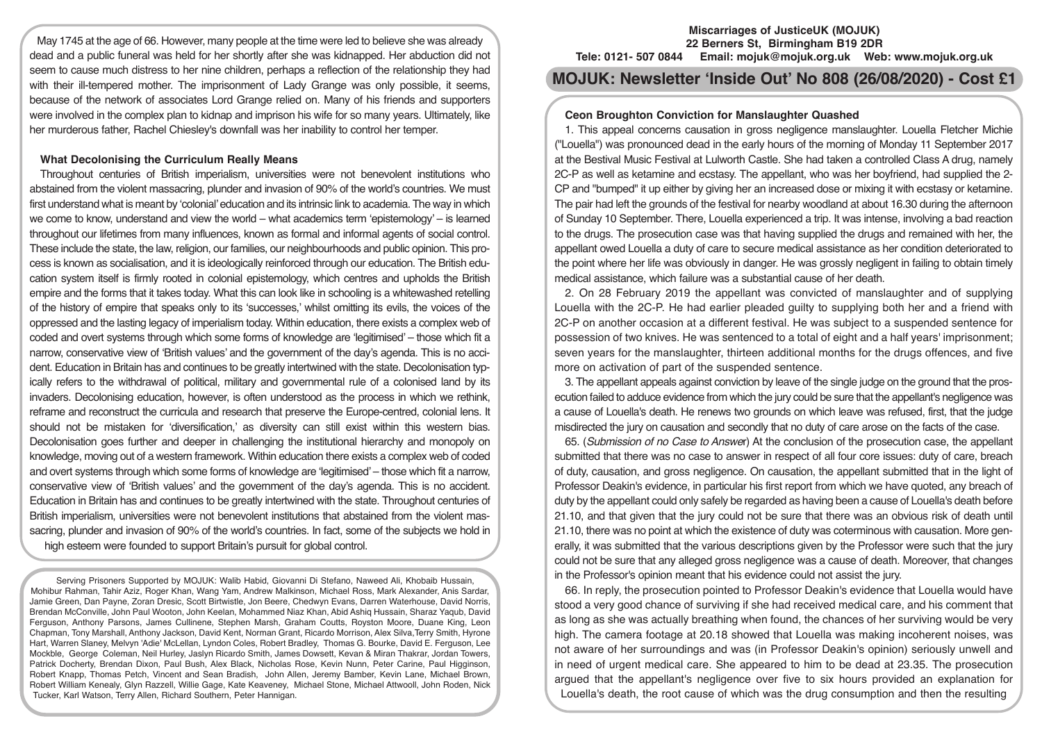May 1745 at the age of 66. However, many people at the time were led to believe she was already dead and a public funeral was held for her shortly after she was kidnapped. Her abduction did not seem to cause much distress to her nine children, perhaps a reflection of the relationship they had with their ill-tempered mother. The imprisonment of Lady Grange was only possible, it seems, because of the network of associates Lord Grange relied on. Many of his friends and supporters were involved in the complex plan to kidnap and imprison his wife for so many years. Ultimately, like her murderous father, Rachel Chiesley's downfall was her inability to control her temper.

### What Decolonising the Curriculum Really Means

Throughout centuries of British imperialism, universities were not benevolent institutions who abstained from the violent massacring, plunder and invasion of 90% of the world's countries. We must first understand what is meant by 'colonial' education and its intrinsic link to academia. The way in which we come to know, understand and view the world – what academics term 'epistemology' – is learned throughout our lifetimes from many influences, known as formal and informal agents of social control. These include the state, the law, religion, our families, our neighbourhoods and public opinion. This process is known as socialisation, and it is ideologically reinforced through our education. The British education system itself is firmly rooted in colonial epistemology, which centres and upholds the British empire and the forms that it takes today. What this can look like in schooling is a whitewashed retelling of the history of empire that speaks only to its 'successes,' whilst omitting its evils, the voices of the oppressed and the lasting legacy of imperialism today. Within education, there exists a complex web of coded and overt systems through which some forms of knowledge are 'legitimised' – those which fit a narrow, conservative view of 'British values' and the government of the day's agenda. This is no accident. Education in Britain has and continues to be greatly intertwined with the state. Decolonisation typically refers to the withdrawal of political, military and governmental rule of a colonised land by its invaders. Decolonising education, however, is often understood as the process in which we rethink, reframe and reconstruct the curricula and research that preserve the Europe-centred, colonial lens. It should not be mistaken for 'diversification,' as diversity can still exist within this western bias. Decolonisation goes further and deeper in challenging the institutional hierarchy and monopoly on knowledge, moving out of a western framework. Within education there exists a complex web of coded and overt systems through which some forms of knowledge are 'legitimised' – those which fit a narrow, conservative view of 'British values' and the government of the day's agenda. This is no accident. Education in Britain has and continues to be greatly intertwined with the state. Throughout centuries of British imperialism, universities were not benevolent institutions that abstained from the violent massacring, plunder and invasion of 90% of the world's countries. In fact, some of the subjects we hold in high esteem were founded to support Britain's pursuit for global control.

Serving Prisoners Supported by MOJUK: Walib Habid, Giovanni Di Stefano, Naweed Ali, Khobaib Hussain, Mohibur Rahman, Tahir Aziz, Roger Khan, Wang Yam, Andrew Malkinson, Michael Ross, Mark Alexander, Anis Sardar, Jamie Green, Dan Payne, Zoran Dresic, Scott Birtwistle, Jon Beere, Chedwyn Evans, Darren Waterhouse, David Norris, Brendan McConville, John Paul Wooton, John Keelan, Mohammed Niaz Khan, Abid Ashiq Hussain, Sharaz Yaqub, David Ferguson, Anthony Parsons, James Cullinene, Stephen Marsh, Graham Coutts, Royston Moore, Duane King, Leon Chapman, Tony Marshall, Anthony Jackson, David Kent, Norman Grant, Ricardo Morrison, Alex Silva,Terry Smith, Hyrone Hart, Warren Slaney, Melvyn 'Adie' McLellan, Lyndon Coles, Robert Bradley, Thomas G. Bourke, David E. Ferguson, Lee Mockble, George Coleman, Neil Hurley, Jaslyn Ricardo Smith, James Dowsett, Kevan & Miran Thakrar, Jordan Towers, Patrick Docherty, Brendan Dixon, Paul Bush, Alex Black, Nicholas Rose, Kevin Nunn, Peter Carine, Paul Higginson, Robert Knapp, Thomas Petch, Vincent and Sean Bradish, John Allen, Jeremy Bamber, Kevin Lane, Michael Brown, Robert William Kenealy, Glyn Razzell, Willie Gage, Kate Keaveney, Michael Stone, Michael Attwooll, John Roden, Nick Tucker, Karl Watson, Terry Allen, Richard Southern, Peter Hannigan.

**Miscarriages of JusticeUK (MOJUK)**
**22 Berners St, Birmingham B19 2DR**
**Tele: 0121- 507 0844 Email: mojuk@mojuk.org.uk Web: www.mojuk.org.uk**

# MOJUK: Newsletter 'Inside Out' No 808 (26/08/2020) - Cost £1

### Ceon Broughton Conviction for Manslaughter Quashed

1. This appeal concerns causation in gross negligence manslaughter. Louella Fletcher Michie ("Louella") was pronounced dead in the early hours of the morning of Monday 11 September 2017 at the Bestival Music Festival at Lulworth Castle. She had taken a controlled Class A drug, namely 2C-P as well as ketamine and ecstasy. The appellant, who was her boyfriend, had supplied the 2-CP and "bumped" it up either by giving her an increased dose or mixing it with ecstasy or ketamine. The pair had left the grounds of the festival for nearby woodland at about 16.30 during the afternoon of Sunday 10 September. There, Louella experienced a trip. It was intense, involving a bad reaction to the drugs. The prosecution case was that having supplied the drugs and remained with her, the appellant owed Louella a duty of care to secure medical assistance as her condition deteriorated to the point where her life was obviously in danger. He was grossly negligent in failing to obtain timely medical assistance, which failure was a substantial cause of her death.

2. On 28 February 2019 the appellant was convicted of manslaughter and of supplying Louella with the 2C-P. He had earlier pleaded guilty to supplying both her and a friend with 2C-P on another occasion at a different festival. He was subject to a suspended sentence for possession of two knives. He was sentenced to a total of eight and a half years' imprisonment; seven years for the manslaughter, thirteen additional months for the drugs offences, and five more on activation of part of the suspended sentence.

3. The appellant appeals against conviction by leave of the single judge on the ground that the prosecution failed to adduce evidence from which the jury could be sure that the appellant's negligence was a cause of Louella's death. He renews two grounds on which leave was refused, first, that the judge misdirected the jury on causation and secondly that no duty of care arose on the facts of the case.

65. (*Submission of no Case to Answer*) At the conclusion of the prosecution case, the appellant submitted that there was no case to answer in respect of all four core issues: duty of care, breach of duty, causation, and gross negligence. On causation, the appellant submitted that in the light of Professor Deakin's evidence, in particular his first report from which we have quoted, any breach of duty by the appellant could only safely be regarded as having been a cause of Louella's death before 21.10, and that given that the jury could not be sure that there was an obvious risk of death until 21.10, there was no point at which the existence of duty was coterminous with causation. More generally, it was submitted that the various descriptions given by the Professor were such that the jury could not be sure that any alleged gross negligence was a cause of death. Moreover, that changes in the Professor's opinion meant that his evidence could not assist the jury.

66. In reply, the prosecution pointed to Professor Deakin's evidence that Louella would have stood a very good chance of surviving if she had received medical care, and his comment that as long as she was actually breathing when found, the chances of her surviving would be very high. The camera footage at 20.18 showed that Louella was making incoherent noises, was not aware of her surroundings and was (in Professor Deakin's opinion) seriously unwell and in need of urgent medical care. She appeared to him to be dead at 23.35. The prosecution argued that the appellant's negligence over five to six hours provided an explanation for Louella's death, the root cause of which was the drug consumption and then the resulting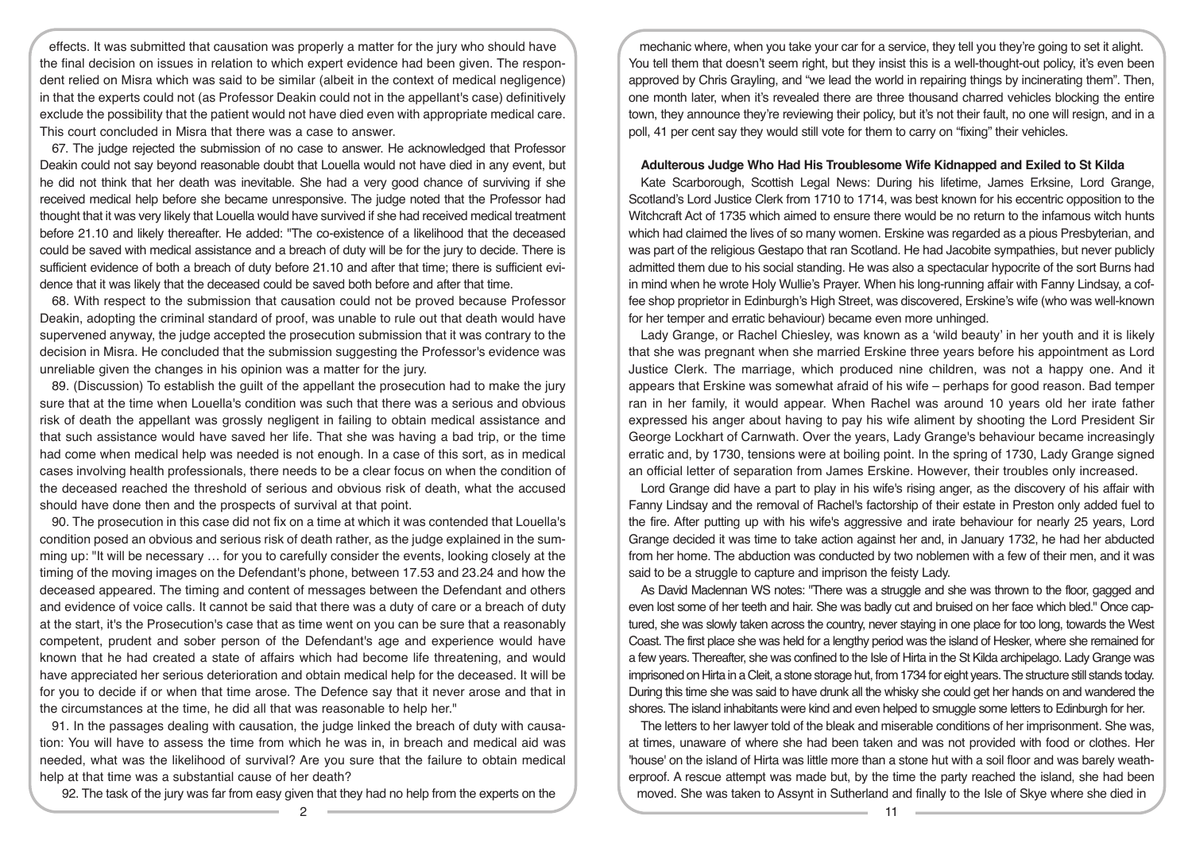effects. It was submitted that causation was properly a matter for the jury who should have the final decision on issues in relation to which expert evidence had been given. The respondent relied on Misra which was said to be similar (albeit in the context of medical negligence) in that the experts could not (as Professor Deakin could not in the appellant's case) definitively exclude the possibility that the patient would not have died even with appropriate medical care. This court concluded in Misra that there was a case to answer.

67. The judge rejected the submission of no case to answer. He acknowledged that Professor Deakin could not say beyond reasonable doubt that Louella would not have died in any event, but he did not think that her death was inevitable. She had a very good chance of surviving if she received medical help before she became unresponsive. The judge noted that the Professor had thought that it was very likely that Louella would have survived if she had received medical treatment before 21.10 and likely thereafter. He added: "The co-existence of a likelihood that the deceased could be saved with medical assistance and a breach of duty will be for the jury to decide. There is sufficient evidence of both a breach of duty before 21.10 and after that time; there is sufficient evidence that it was likely that the deceased could be saved both before and after that time.

68. With respect to the submission that causation could not be proved because Professor Deakin, adopting the criminal standard of proof, was unable to rule out that death would have supervened anyway, the judge accepted the prosecution submission that it was contrary to the decision in Misra. He concluded that the submission suggesting the Professor's evidence was unreliable given the changes in his opinion was a matter for the jury.

89. (Discussion) To establish the guilt of the appellant the prosecution had to make the jury sure that at the time when Louella's condition was such that there was a serious and obvious risk of death the appellant was grossly negligent in failing to obtain medical assistance and that such assistance would have saved her life. That she was having a bad trip, or the time had come when medical help was needed is not enough. In a case of this sort, as in medical cases involving health professionals, there needs to be a clear focus on when the condition of the deceased reached the threshold of serious and obvious risk of death, what the accused should have done then and the prospects of survival at that point.

90. The prosecution in this case did not fix on a time at which it was contended that Louella's condition posed an obvious and serious risk of death rather, as the judge explained in the summing up: "It will be necessary … for you to carefully consider the events, looking closely at the timing of the moving images on the Defendant's phone, between 17.53 and 23.24 and how the deceased appeared. The timing and content of messages between the Defendant and others and evidence of voice calls. It cannot be said that there was a duty of care or a breach of duty at the start, it's the Prosecution's case that as time went on you can be sure that a reasonably competent, prudent and sober person of the Defendant's age and experience would have known that he had created a state of affairs which had become life threatening, and would have appreciated her serious deterioration and obtain medical help for the deceased. It will be for you to decide if or when that time arose. The Defence say that it never arose and that in the circumstances at the time, he did all that was reasonable to help her."

91. In the passages dealing with causation, the judge linked the breach of duty with causation: You will have to assess the time from which he was in, in breach and medical aid was needed, what was the likelihood of survival? Are you sure that the failure to obtain medical help at that time was a substantial cause of her death?

92. The task of the jury was far from easy given that they had no help from the experts on the

mechanic where, when you take your car for a service, they tell you they're going to set it alight. You tell them that doesn't seem right, but they insist this is a well-thought-out policy, it's even been approved by Chris Grayling, and "we lead the world in repairing things by incinerating them". Then, one month later, when it's revealed there are three thousand charred vehicles blocking the entire town, they announce they're reviewing their policy, but it's not their fault, no one will resign, and in a poll, 41 per cent say they would still vote for them to carry on "fixing" their vehicles.

### Adulterous Judge Who Had His Troublesome Wife Kidnapped and Exiled to St Kilda

Kate Scarborough, Scottish Legal News: During his lifetime, James Erksine, Lord Grange, Scotland's Lord Justice Clerk from 1710 to 1714, was best known for his eccentric opposition to the Witchcraft Act of 1735 which aimed to ensure there would be no return to the infamous witch hunts which had claimed the lives of so many women. Erskine was regarded as a pious Presbyterian, and was part of the religious Gestapo that ran Scotland. He had Jacobite sympathies, but never publicly admitted them due to his social standing. He was also a spectacular hypocrite of the sort Burns had in mind when he wrote Holy Wullie's Prayer. When his long-running affair with Fanny Lindsay, a coffee shop proprietor in Edinburgh's High Street, was discovered, Erskine's wife (who was well-known for her temper and erratic behaviour) became even more unhinged.

Lady Grange, or Rachel Chiesley, was known as a 'wild beauty' in her youth and it is likely that she was pregnant when she married Erskine three years before his appointment as Lord Justice Clerk. The marriage, which produced nine children, was not a happy one. And it appears that Erskine was somewhat afraid of his wife – perhaps for good reason. Bad temper ran in her family, it would appear. When Rachel was around 10 years old her irate father expressed his anger about having to pay his wife aliment by shooting the Lord President Sir George Lockhart of Carnwath. Over the years, Lady Grange's behaviour became increasingly erratic and, by 1730, tensions were at boiling point. In the spring of 1730, Lady Grange signed an official letter of separation from James Erskine. However, their troubles only increased.

Lord Grange did have a part to play in his wife's rising anger, as the discovery of his affair with Fanny Lindsay and the removal of Rachel's factorship of their estate in Preston only added fuel to the fire. After putting up with his wife's aggressive and irate behaviour for nearly 25 years, Lord Grange decided it was time to take action against her and, in January 1732, he had her abducted from her home. The abduction was conducted by two noblemen with a few of their men, and it was said to be a struggle to capture and imprison the feisty Lady.

As David Maclennan WS notes: "There was a struggle and she was thrown to the floor, gagged and even lost some of her teeth and hair. She was badly cut and bruised on her face which bled." Once captured, she was slowly taken across the country, never staying in one place for too long, towards the West Coast. The first place she was held for a lengthy period was the island of Hesker, where she remained for a few years. Thereafter, she was confined to the Isle of Hirta in the St Kilda archipelago. Lady Grange was imprisoned on Hirta in a Cleit, a stone storage hut, from 1734 for eight years. The structure still stands today. During this time she was said to have drunk all the whisky she could get her hands on and wandered the shores. The island inhabitants were kind and even helped to smuggle some letters to Edinburgh for her.

The letters to her lawyer told of the bleak and miserable conditions of her imprisonment. She was, at times, unaware of where she had been taken and was not provided with food or clothes. Her 'house' on the island of Hirta was little more than a stone hut with a soil floor and was barely weatherproof. A rescue attempt was made but, by the time the party reached the island, she had been moved. She was taken to Assynt in Sutherland and finally to the Isle of Skye where she died in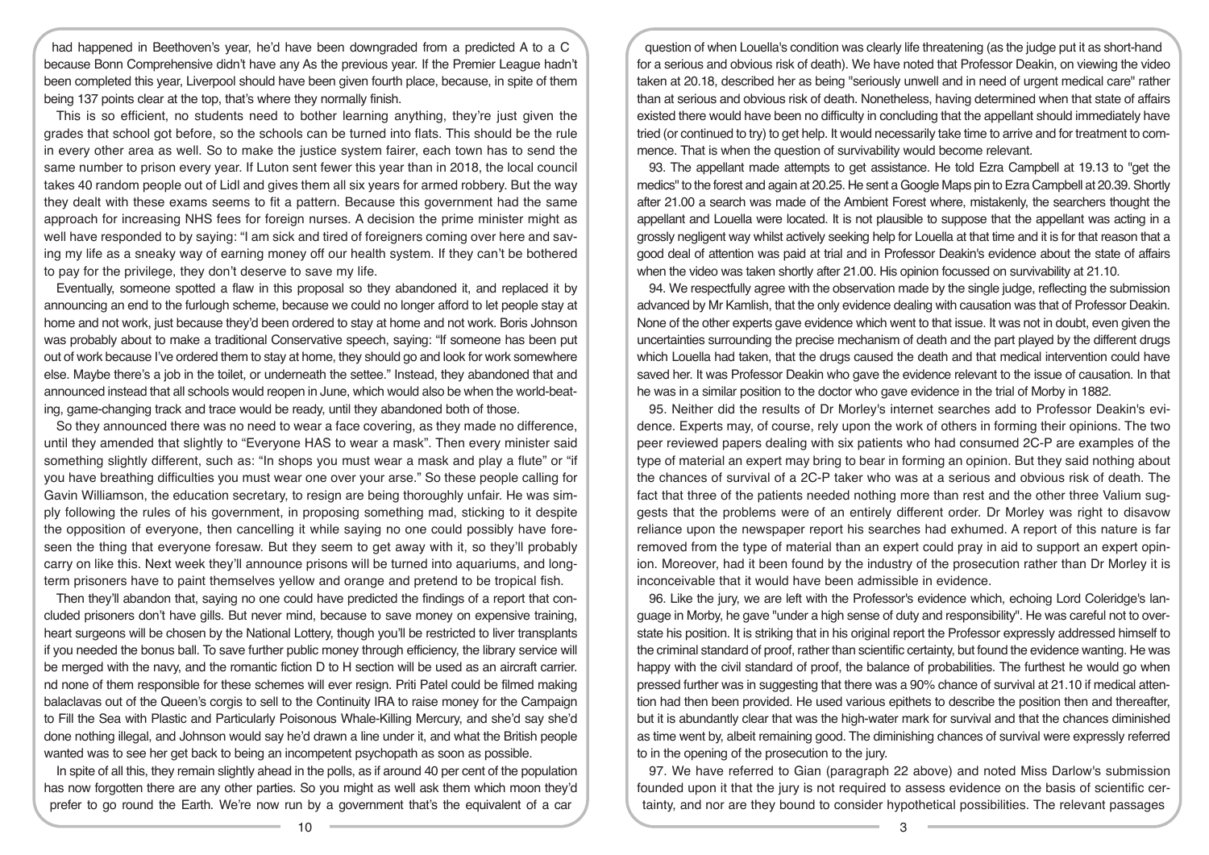had happened in Beethoven's year, he'd have been downgraded from a predicted A to a C because Bonn Comprehensive didn't have any As the previous year. If the Premier League hadn't been completed this year, Liverpool should have been given fourth place, because, in spite of them being 137 points clear at the top, that's where they normally finish.

This is so efficient, no students need to bother learning anything, they're just given the grades that school got before, so the schools can be turned into flats. This should be the rule in every other area as well. So to make the justice system fairer, each town has to send the same number to prison every year. If Luton sent fewer this year than in 2018, the local council takes 40 random people out of Lidl and gives them all six years for armed robbery. But the way they dealt with these exams seems to fit a pattern. Because this government had the same approach for increasing NHS fees for foreign nurses. A decision the prime minister might as well have responded to by saying: "I am sick and tired of foreigners coming over here and saving my life as a sneaky way of earning money off our health system. If they can't be bothered to pay for the privilege, they don't deserve to save my life.

Eventually, someone spotted a flaw in this proposal so they abandoned it, and replaced it by announcing an end to the furlough scheme, because we could no longer afford to let people stay at home and not work, just because they'd been ordered to stay at home and not work. Boris Johnson was probably about to make a traditional Conservative speech, saying: "If someone has been put out of work because I've ordered them to stay at home, they should go and look for work somewhere else. Maybe there's a job in the toilet, or underneath the settee." Instead, they abandoned that and announced instead that all schools would reopen in June, which would also be when the world-beating, game-changing track and trace would be ready, until they abandoned both of those.

So they announced there was no need to wear a face covering, as they made no difference, until they amended that slightly to "Everyone HAS to wear a mask". Then every minister said something slightly different, such as: "In shops you must wear a mask and play a flute" or "if you have breathing difficulties you must wear one over your arse." So these people calling for Gavin Williamson, the education secretary, to resign are being thoroughly unfair. He was simply following the rules of his government, in proposing something mad, sticking to it despite the opposition of everyone, then cancelling it while saying no one could possibly have foreseen the thing that everyone foresaw. But they seem to get away with it, so they'll probably carry on like this. Next week they'll announce prisons will be turned into aquariums, and long-term prisoners have to paint themselves yellow and orange and pretend to be tropical fish.

Then they'll abandon that, saying no one could have predicted the findings of a report that concluded prisoners don't have gills. But never mind, because to save money on expensive training, heart surgeons will be chosen by the National Lottery, though you'll be restricted to liver transplants if you needed the bonus ball. To save further public money through efficiency, the library service will be merged with the navy, and the romantic fiction D to H section will be used as an aircraft carrier. nd none of them responsible for these schemes will ever resign. Priti Patel could be filmed making balaclavas out of the Queen's corgis to sell to the Continuity IRA to raise money for the Campaign to Fill the Sea with Plastic and Particularly Poisonous Whale-Killing Mercury, and she'd say she'd done nothing illegal, and Johnson would say he'd drawn a line under it, and what the British people wanted was to see her get back to being an incompetent psychopath as soon as possible.

In spite of all this, they remain slightly ahead in the polls, as if around 40 per cent of the population has now forgotten there are any other parties. So you might as well ask them which moon they'd prefer to go round the Earth. We're now run by a government that's the equivalent of a car

question of when Louella's condition was clearly life threatening (as the judge put it as short-hand for a serious and obvious risk of death). We have noted that Professor Deakin, on viewing the video taken at 20.18, described her as being "seriously unwell and in need of urgent medical care" rather than at serious and obvious risk of death. Nonetheless, having determined when that state of affairs existed there would have been no difficulty in concluding that the appellant should immediately have tried (or continued to try) to get help. It would necessarily take time to arrive and for treatment to commence. That is when the question of survivability would become relevant.

93. The appellant made attempts to get assistance. He told Ezra Campbell at 19.13 to "get the medics" to the forest and again at 20.25. He sent a Google Maps pin to Ezra Campbell at 20.39. Shortly after 21.00 a search was made of the Ambient Forest where, mistakenly, the searchers thought the appellant and Louella were located. It is not plausible to suppose that the appellant was acting in a grossly negligent way whilst actively seeking help for Louella at that time and it is for that reason that a good deal of attention was paid at trial and in Professor Deakin's evidence about the state of affairs when the video was taken shortly after 21.00. His opinion focussed on survivability at 21.10.

94. We respectfully agree with the observation made by the single judge, reflecting the submission advanced by Mr Kamlish, that the only evidence dealing with causation was that of Professor Deakin. None of the other experts gave evidence which went to that issue. It was not in doubt, even given the uncertainties surrounding the precise mechanism of death and the part played by the different drugs which Louella had taken, that the drugs caused the death and that medical intervention could have saved her. It was Professor Deakin who gave the evidence relevant to the issue of causation. In that he was in a similar position to the doctor who gave evidence in the trial of Morby in 1882.

95. Neither did the results of Dr Morley's internet searches add to Professor Deakin's evidence. Experts may, of course, rely upon the work of others in forming their opinions. The two peer reviewed papers dealing with six patients who had consumed 2C-P are examples of the type of material an expert may bring to bear in forming an opinion. But they said nothing about the chances of survival of a 2C-P taker who was at a serious and obvious risk of death. The fact that three of the patients needed nothing more than rest and the other three Valium suggests that the problems were of an entirely different order. Dr Morley was right to disavow reliance upon the newspaper report his searches had exhumed. A report of this nature is far removed from the type of material than an expert could pray in aid to support an expert opinion. Moreover, had it been found by the industry of the prosecution rather than Dr Morley it is inconceivable that it would have been admissible in evidence.

96. Like the jury, we are left with the Professor's evidence which, echoing Lord Coleridge's language in Morby, he gave "under a high sense of duty and responsibility". He was careful not to overstate his position. It is striking that in his original report the Professor expressly addressed himself to the criminal standard of proof, rather than scientific certainty, but found the evidence wanting. He was happy with the civil standard of proof, the balance of probabilities. The furthest he would go when pressed further was in suggesting that there was a 90% chance of survival at 21.10 if medical attention had then been provided. He used various epithets to describe the position then and thereafter, but it is abundantly clear that was the high-water mark for survival and that the chances diminished as time went by, albeit remaining good. The diminishing chances of survival were expressly referred to in the opening of the prosecution to the jury.

97. We have referred to Gian (paragraph 22 above) and noted Miss Darlow's submission founded upon it that the jury is not required to assess evidence on the basis of scientific certainty, and nor are they bound to consider hypothetical possibilities. The relevant passages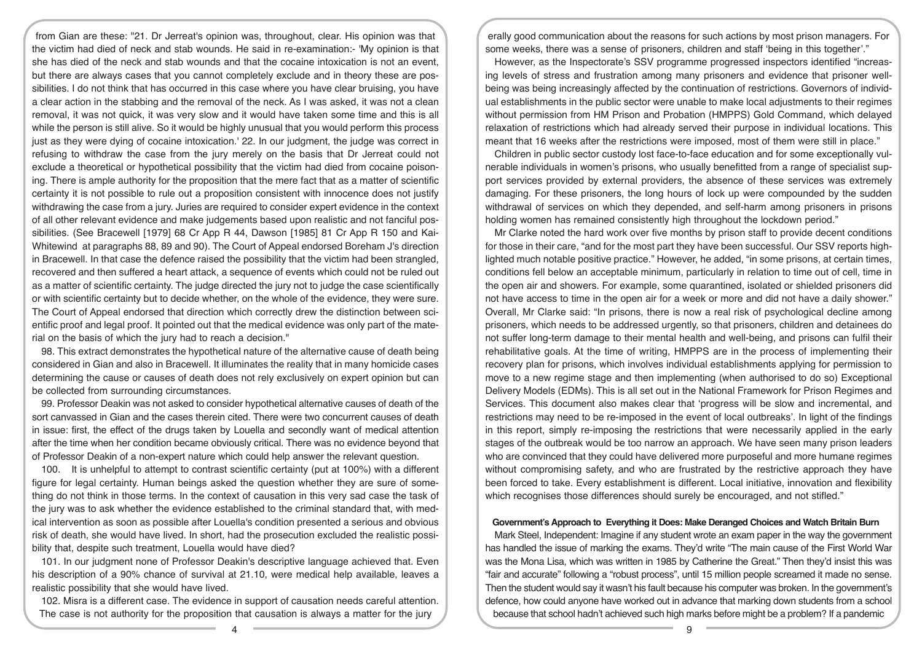from Gian are these: "21. Dr Jerreat's opinion was, throughout, clear. His opinion was that the victim had died of neck and stab wounds. He said in re-examination:- 'My opinion is that she has died of the neck and stab wounds and that the cocaine intoxication is not an event, but there are always cases that you cannot completely exclude and in theory these are possibilities. I do not think that has occurred in this case where you have clear bruising, you have a clear action in the stabbing and the removal of the neck. As I was asked, it was not a clean removal, it was not quick, it was very slow and it would have taken some time and this is all while the person is still alive. So it would be highly unusual that you would perform this process just as they were dying of cocaine intoxication.' 22. In our judgment, the judge was correct in refusing to withdraw the case from the jury merely on the basis that Dr Jerreat could not exclude a theoretical or hypothetical possibility that the victim had died from cocaine poisoning. There is ample authority for the proposition that the mere fact that as a matter of scientific certainty it is not possible to rule out a proposition consistent with innocence does not justify withdrawing the case from a jury. Juries are required to consider expert evidence in the context of all other relevant evidence and make judgements based upon realistic and not fanciful possibilities. (See Bracewell [1979] 68 Cr App R 44, Dawson [1985] 81 Cr App R 150 and Kai-Whitewind at paragraphs 88, 89 and 90). The Court of Appeal endorsed Boreham J's direction in Bracewell. In that case the defence raised the possibility that the victim had been strangled, recovered and then suffered a heart attack, a sequence of events which could not be ruled out as a matter of scientific certainty. The judge directed the jury not to judge the case scientifically or with scientific certainty but to decide whether, on the whole of the evidence, they were sure. The Court of Appeal endorsed that direction which correctly drew the distinction between scientific proof and legal proof. It pointed out that the medical evidence was only part of the material on the basis of which the jury had to reach a decision."

98. This extract demonstrates the hypothetical nature of the alternative cause of death being considered in Gian and also in Bracewell. It illuminates the reality that in many homicide cases determining the cause or causes of death does not rely exclusively on expert opinion but can be collected from surrounding circumstances.

99. Professor Deakin was not asked to consider hypothetical alternative causes of death of the sort canvassed in Gian and the cases therein cited. There were two concurrent causes of death in issue: first, the effect of the drugs taken by Louella and secondly want of medical attention after the time when her condition became obviously critical. There was no evidence beyond that of Professor Deakin of a non-expert nature which could help answer the relevant question.

100. It is unhelpful to attempt to contrast scientific certainty (put at 100%) with a different figure for legal certainty. Human beings asked the question whether they are sure of something do not think in those terms. In the context of causation in this very sad case the task of the jury was to ask whether the evidence established to the criminal standard that, with medical intervention as soon as possible after Louella's condition presented a serious and obvious risk of death, she would have lived. In short, had the prosecution excluded the realistic possibility that, despite such treatment, Louella would have died?

101. In our judgment none of Professor Deakin's descriptive language achieved that. Even his description of a 90% chance of survival at 21.10, were medical help available, leaves a realistic possibility that she would have lived.

102. Misra is a different case. The evidence in support of causation needs careful attention. The case is not authority for the proposition that causation is always a matter for the jury

erally good communication about the reasons for such actions by most prison managers. For some weeks, there was a sense of prisoners, children and staff 'being in this together'."

However, as the Inspectorate's SSV programme progressed inspectors identified "increasing levels of stress and frustration among many prisoners and evidence that prisoner well-being was being increasingly affected by the continuation of restrictions. Governors of individual establishments in the public sector were unable to make local adjustments to their regimes without permission from HM Prison and Probation (HMPPS) Gold Command, which delayed relaxation of restrictions which had already served their purpose in individual locations. This meant that 16 weeks after the restrictions were imposed, most of them were still in place."

Children in public sector custody lost face-to-face education and for some exceptionally vulnerable individuals in women's prisons, who usually benefitted from a range of specialist support services provided by external providers, the absence of these services was extremely damaging. For these prisoners, the long hours of lock up were compounded by the sudden withdrawal of services on which they depended, and self-harm among prisoners in prisons holding women has remained consistently high throughout the lockdown period."

Mr Clarke noted the hard work over five months by prison staff to provide decent conditions for those in their care, "and for the most part they have been successful. Our SSV reports highlighted much notable positive practice." However, he added, "in some prisons, at certain times, conditions fell below an acceptable minimum, particularly in relation to time out of cell, time in the open air and showers. For example, some quarantined, isolated or shielded prisoners did not have access to time in the open air for a week or more and did not have a daily shower." Overall, Mr Clarke said: "In prisons, there is now a real risk of psychological decline among prisoners, which needs to be addressed urgently, so that prisoners, children and detainees do not suffer long-term damage to their mental health and well-being, and prisons can fulfil their rehabilitative goals. At the time of writing, HMPPS are in the process of implementing their recovery plan for prisons, which involves individual establishments applying for permission to move to a new regime stage and then implementing (when authorised to do so) Exceptional Delivery Models (EDMs). This is all set out in the National Framework for Prison Regimes and Services. This document also makes clear that 'progress will be slow and incremental, and restrictions may need to be re-imposed in the event of local outbreaks'. In light of the findings in this report, simply re-imposing the restrictions that were necessarily applied in the early stages of the outbreak would be too narrow an approach. We have seen many prison leaders who are convinced that they could have delivered more purposeful and more humane regimes without compromising safety, and who are frustrated by the restrictive approach they have been forced to take. Every establishment is different. Local initiative, innovation and flexibility which recognises those differences should surely be encouraged, and not stifled."

### Government's Approach to Everything it Does: Make Deranged Choices and Watch Britain Burn

Mark Steel, Independent: Imagine if any student wrote an exam paper in the way the government has handled the issue of marking the exams. They'd write "The main cause of the First World War was the Mona Lisa, which was written in 1985 by Catherine the Great." Then they'd insist this was "fair and accurate" following a "robust process", until 15 million people screamed it made no sense. Then the student would say it wasn't his fault because his computer was broken. In the government's defence, how could anyone have worked out in advance that marking down students from a school because that school hadn't achieved such high marks before might be a problem? If a pandemic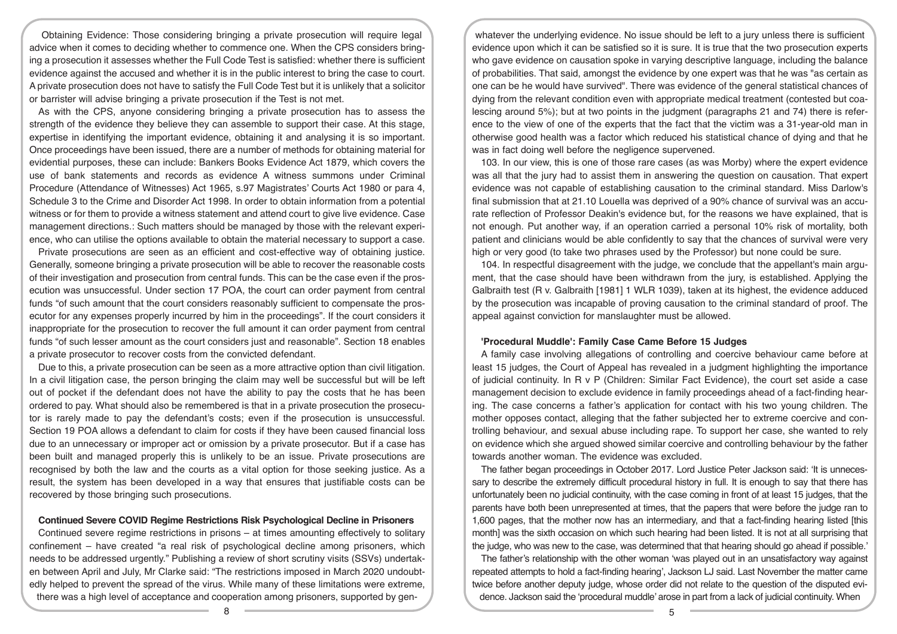Obtaining Evidence: Those considering bringing a private prosecution will require legal advice when it comes to deciding whether to commence one. When the CPS considers bringing a prosecution it assesses whether the Full Code Test is satisfied: whether there is sufficient evidence against the accused and whether it is in the public interest to bring the case to court. A private prosecution does not have to satisfy the Full Code Test but it is unlikely that a solicitor or barrister will advise bringing a private prosecution if the Test is not met.

As with the CPS, anyone considering bringing a private prosecution has to assess the strength of the evidence they believe they can assemble to support their case. At this stage, expertise in identifying the important evidence, obtaining it and analysing it is so important. Once proceedings have been issued, there are a number of methods for obtaining material for evidential purposes, these can include: Bankers Books Evidence Act 1879, which covers the use of bank statements and records as evidence A witness summons under Criminal Procedure (Attendance of Witnesses) Act 1965, s.97 Magistrates' Courts Act 1980 or para 4, Schedule 3 to the Crime and Disorder Act 1998. In order to obtain information from a potential witness or for them to provide a witness statement and attend court to give live evidence. Case management directions.: Such matters should be managed by those with the relevant experience, who can utilise the options available to obtain the material necessary to support a case.

Private prosecutions are seen as an efficient and cost-effective way of obtaining justice. Generally, someone bringing a private prosecution will be able to recover the reasonable costs of their investigation and prosecution from central funds. This can be the case even if the prosecution was unsuccessful. Under section 17 POA, the court can order payment from central funds "of such amount that the court considers reasonably sufficient to compensate the prosecutor for any expenses properly incurred by him in the proceedings". If the court considers it inappropriate for the prosecution to recover the full amount it can order payment from central funds "of such lesser amount as the court considers just and reasonable". Section 18 enables a private prosecutor to recover costs from the convicted defendant.

Due to this, a private prosecution can be seen as a more attractive option than civil litigation. In a civil litigation case, the person bringing the claim may well be successful but will be left out of pocket if the defendant does not have the ability to pay the costs that he has been ordered to pay. What should also be remembered is that in a private prosecution the prosecutor is rarely made to pay the defendant's costs; even if the prosecution is unsuccessful. Section 19 POA allows a defendant to claim for costs if they have been caused financial loss due to an unnecessary or improper act or omission by a private prosecutor. But if a case has been built and managed properly this is unlikely to be an issue. Private prosecutions are recognised by both the law and the courts as a vital option for those seeking justice. As a result, the system has been developed in a way that ensures that justifiable costs can be recovered by those bringing such prosecutions.

**Continued Severe COVID Regime Restrictions Risk Psychological Decline in Prisoners**

Continued severe regime restrictions in prisons – at times amounting effectively to solitary confinement – have created "a real risk of psychological decline among prisoners, which needs to be addressed urgently." Publishing a review of short scrutiny visits (SSVs) undertaken between April and July, Mr Clarke said: "The restrictions imposed in March 2020 undoubtedly helped to prevent the spread of the virus. While many of these limitations were extreme, there was a high level of acceptance and cooperation among prisoners, supported by gen-

whatever the underlying evidence. No issue should be left to a jury unless there is sufficient evidence upon which it can be satisfied so it is sure. It is true that the two prosecution experts who gave evidence on causation spoke in varying descriptive language, including the balance of probabilities. That said, amongst the evidence by one expert was that he was "as certain as one can be he would have survived". There was evidence of the general statistical chances of dying from the relevant condition even with appropriate medical treatment (contested but coalescing around 5%); but at two points in the judgment (paragraphs 21 and 74) there is reference to the view of one of the experts that the fact that the victim was a 31-year-old man in otherwise good health was a factor which reduced his statistical chance of dying and that he was in fact doing well before the negligence supervened.

103. In our view, this is one of those rare cases (as was Morby) where the expert evidence was all that the jury had to assist them in answering the question on causation. That expert evidence was not capable of establishing causation to the criminal standard. Miss Darlow's final submission that at 21.10 Louella was deprived of a 90% chance of survival was an accurate reflection of Professor Deakin's evidence but, for the reasons we have explained, that is not enough. Put another way, if an operation carried a personal 10% risk of mortality, both patient and clinicians would be able confidently to say that the chances of survival were very high or very good (to take two phrases used by the Professor) but none could be sure.

104. In respectful disagreement with the judge, we conclude that the appellant's main argument, that the case should have been withdrawn from the jury, is established. Applying the Galbraith test (R v. Galbraith [1981] 1 WLR 1039), taken at its highest, the evidence adduced by the prosecution was incapable of proving causation to the criminal standard of proof. The appeal against conviction for manslaughter must be allowed.

**'Procedural Muddle': Family Case Came Before 15 Judges**

A family case involving allegations of controlling and coercive behaviour came before at least 15 judges, the Court of Appeal has revealed in a judgment highlighting the importance of judicial continuity. In R v P (Children: Similar Fact Evidence), the court set aside a case management decision to exclude evidence in family proceedings ahead of a fact-finding hearing. The case concerns a father's application for contact with his two young children. The mother opposes contact, alleging that the father subjected her to extreme coercive and controlling behaviour, and sexual abuse including rape. To support her case, she wanted to rely on evidence which she argued showed similar coercive and controlling behaviour by the father towards another woman. The evidence was excluded.

The father began proceedings in October 2017. Lord Justice Peter Jackson said: 'It is unnecessary to describe the extremely difficult procedural history in full. It is enough to say that there has unfortunately been no judicial continuity, with the case coming in front of at least 15 judges, that the parents have both been unrepresented at times, that the papers that were before the judge ran to 1,600 pages, that the mother now has an intermediary, and that a fact-finding hearing listed [this month] was the sixth occasion on which such hearing had been listed. It is not at all surprising that the judge, who was new to the case, was determined that that hearing should go ahead if possible.'

The father's relationship with the other woman 'was played out in an unsatisfactory way against repeated attempts to hold a fact-finding hearing', Jackson LJ said. Last November the matter came twice before another deputy judge, whose order did not relate to the question of the disputed evidence. Jackson said the 'procedural muddle' arose in part from a lack of judicial continuity. When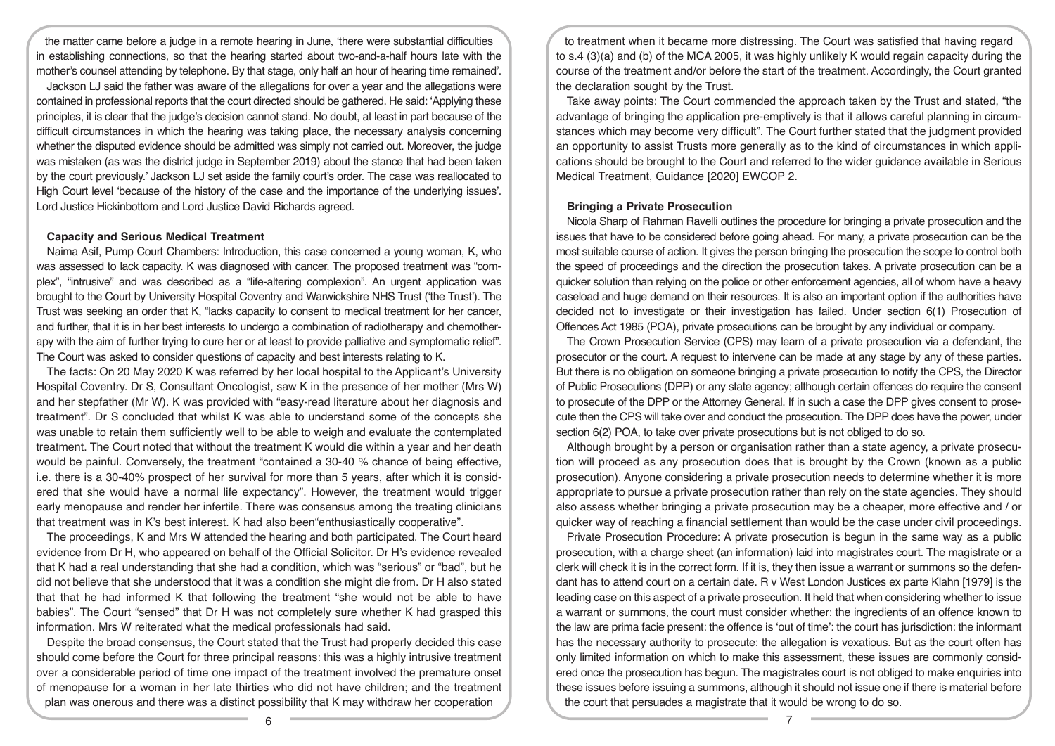the matter came before a judge in a remote hearing in June, 'there were substantial difficulties in establishing connections, so that the hearing started about two-and-a-half hours late with the mother's counsel attending by telephone. By that stage, only half an hour of hearing time remained'.

Jackson LJ said the father was aware of the allegations for over a year and the allegations were contained in professional reports that the court directed should be gathered. He said: 'Applying these principles, it is clear that the judge's decision cannot stand. No doubt, at least in part because of the difficult circumstances in which the hearing was taking place, the necessary analysis concerning whether the disputed evidence should be admitted was simply not carried out. Moreover, the judge was mistaken (as was the district judge in September 2019) about the stance that had been taken by the court previously.' Jackson LJ set aside the family court's order. The case was reallocated to High Court level 'because of the history of the case and the importance of the underlying issues'. Lord Justice Hickinbottom and Lord Justice David Richards agreed.

### Capacity and Serious Medical Treatment

Naima Asif, Pump Court Chambers: Introduction, this case concerned a young woman, K, who was assessed to lack capacity. K was diagnosed with cancer. The proposed treatment was "complex", "intrusive" and was described as a "life-altering complexion". An urgent application was brought to the Court by University Hospital Coventry and Warwickshire NHS Trust ('the Trust'). The Trust was seeking an order that K, "lacks capacity to consent to medical treatment for her cancer, and further, that it is in her best interests to undergo a combination of radiotherapy and chemotherapy with the aim of further trying to cure her or at least to provide palliative and symptomatic relief". The Court was asked to consider questions of capacity and best interests relating to K.

The facts: On 20 May 2020 K was referred by her local hospital to the Applicant's University Hospital Coventry. Dr S, Consultant Oncologist, saw K in the presence of her mother (Mrs W) and her stepfather (Mr W). K was provided with "easy-read literature about her diagnosis and treatment". Dr S concluded that whilst K was able to understand some of the concepts she was unable to retain them sufficiently well to be able to weigh and evaluate the contemplated treatment. The Court noted that without the treatment K would die within a year and her death would be painful. Conversely, the treatment "contained a 30-40 % chance of being effective, i.e. there is a 30-40% prospect of her survival for more than 5 years, after which it is considered that she would have a normal life expectancy". However, the treatment would trigger early menopause and render her infertile. There was consensus among the treating clinicians that treatment was in K's best interest. K had also been"enthusiastically cooperative".

The proceedings, K and Mrs W attended the hearing and both participated. The Court heard evidence from Dr H, who appeared on behalf of the Official Solicitor. Dr H's evidence revealed that K had a real understanding that she had a condition, which was "serious" or "bad", but he did not believe that she understood that it was a condition she might die from. Dr H also stated that that he had informed K that following the treatment "she would not be able to have babies". The Court "sensed" that Dr H was not completely sure whether K had grasped this information. Mrs W reiterated what the medical professionals had said.

Despite the broad consensus, the Court stated that the Trust had properly decided this case should come before the Court for three principal reasons: this was a highly intrusive treatment over a considerable period of time one impact of the treatment involved the premature onset of menopause for a woman in her late thirties who did not have children; and the treatment plan was onerous and there was a distinct possibility that K may withdraw her cooperation to treatment when it became more distressing. The Court was satisfied that having regard to s.4 (3)(a) and (b) of the MCA 2005, it was highly unlikely K would regain capacity during the course of the treatment and/or before the start of the treatment. Accordingly, the Court granted the declaration sought by the Trust.

Take away points: The Court commended the approach taken by the Trust and stated, "the advantage of bringing the application pre-emptively is that it allows careful planning in circumstances which may become very difficult". The Court further stated that the judgment provided an opportunity to assist Trusts more generally as to the kind of circumstances in which applications should be brought to the Court and referred to the wider guidance available in Serious Medical Treatment, Guidance [2020] EWCOP 2.

### Bringing a Private Prosecution

Nicola Sharp of Rahman Ravelli outlines the procedure for bringing a private prosecution and the issues that have to be considered before going ahead. For many, a private prosecution can be the most suitable course of action. It gives the person bringing the prosecution the scope to control both the speed of proceedings and the direction the prosecution takes. A private prosecution can be a quicker solution than relying on the police or other enforcement agencies, all of whom have a heavy caseload and huge demand on their resources. It is also an important option if the authorities have decided not to investigate or their investigation has failed. Under section 6(1) Prosecution of Offences Act 1985 (POA), private prosecutions can be brought by any individual or company.

The Crown Prosecution Service (CPS) may learn of a private prosecution via a defendant, the prosecutor or the court. A request to intervene can be made at any stage by any of these parties. But there is no obligation on someone bringing a private prosecution to notify the CPS, the Director of Public Prosecutions (DPP) or any state agency; although certain offences do require the consent to prosecute of the DPP or the Attorney General. If in such a case the DPP gives consent to prosecute then the CPS will take over and conduct the prosecution. The DPP does have the power, under section 6(2) POA, to take over private prosecutions but is not obliged to do so.

Although brought by a person or organisation rather than a state agency, a private prosecution will proceed as any prosecution does that is brought by the Crown (known as a public prosecution). Anyone considering a private prosecution needs to determine whether it is more appropriate to pursue a private prosecution rather than rely on the state agencies. They should also assess whether bringing a private prosecution may be a cheaper, more effective and / or quicker way of reaching a financial settlement than would be the case under civil proceedings.

Private Prosecution Procedure: A private prosecution is begun in the same way as a public prosecution, with a charge sheet (an information) laid into magistrates court. The magistrate or a clerk will check it is in the correct form. If it is, they then issue a warrant or summons so the defendant has to attend court on a certain date. R v West London Justices ex parte Klahn [1979] is the leading case on this aspect of a private prosecution. It held that when considering whether to issue a warrant or summons, the court must consider whether: the ingredients of an offence known to the law are prima facie present: the offence is 'out of time': the court has jurisdiction: the informant has the necessary authority to prosecute: the allegation is vexatious. But as the court often has only limited information on which to make this assessment, these issues are commonly considered once the prosecution has begun. The magistrates court is not obliged to make enquiries into these issues before issuing a summons, although it should not issue one if there is material before the court that persuades a magistrate that it would be wrong to do so.